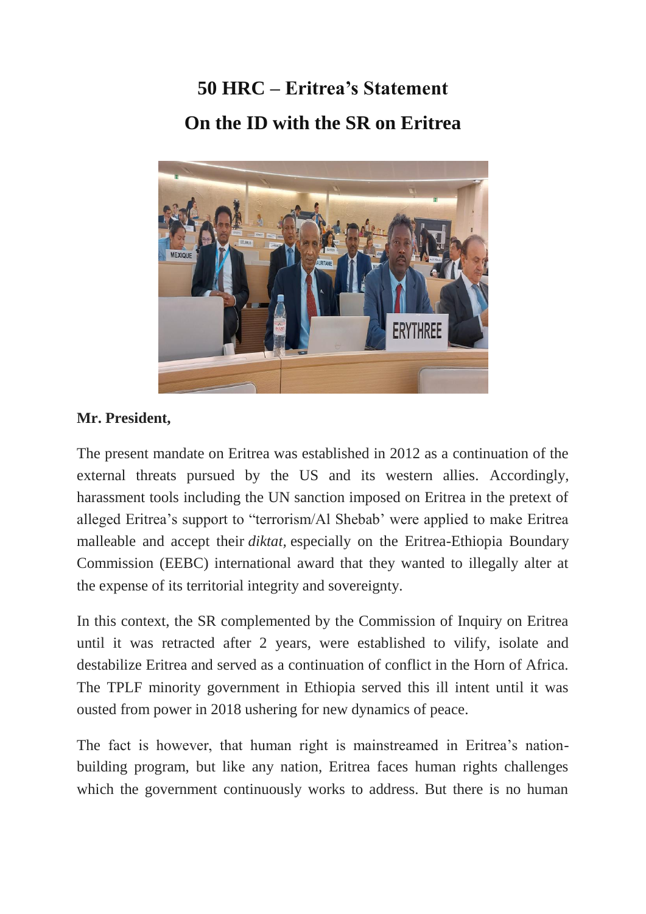# 50 HRC – Eritrea's Statement

# On the ID with the SR on Eritrea

**Mr. President,**

The present mandate on Eritrea was established in 2012 as a continuation of the external threats pursued by the US and its western allies. Accordingly, harassment tools including the UN sanction imposed on Eritrea in the pretext of alleged Eritrea's support to "terrorism/Al Shebab' were applied to make Eritrea malleable and accept their *diktat,* especially on the Eritrea-Ethiopia Boundary Commission (EEBC) international award that they wanted to illegally alter at the expense of its territorial integrity and sovereignty.

In this context, the SR complemented by the Commission of Inquiry on Eritrea until it was retracted after 2 years, were established to vilify, isolate and destabilize Eritrea and served as a continuation of conflict in the Horn of Africa. The TPLF minority government in Ethiopia served this ill intent until it was ousted from power in 2018 ushering for new dynamics of peace.

The fact is however, that human right is mainstreamed in Eritrea's nation-building program, but like any nation, Eritrea faces human rights challenges which the government continuously works to address. But there is no human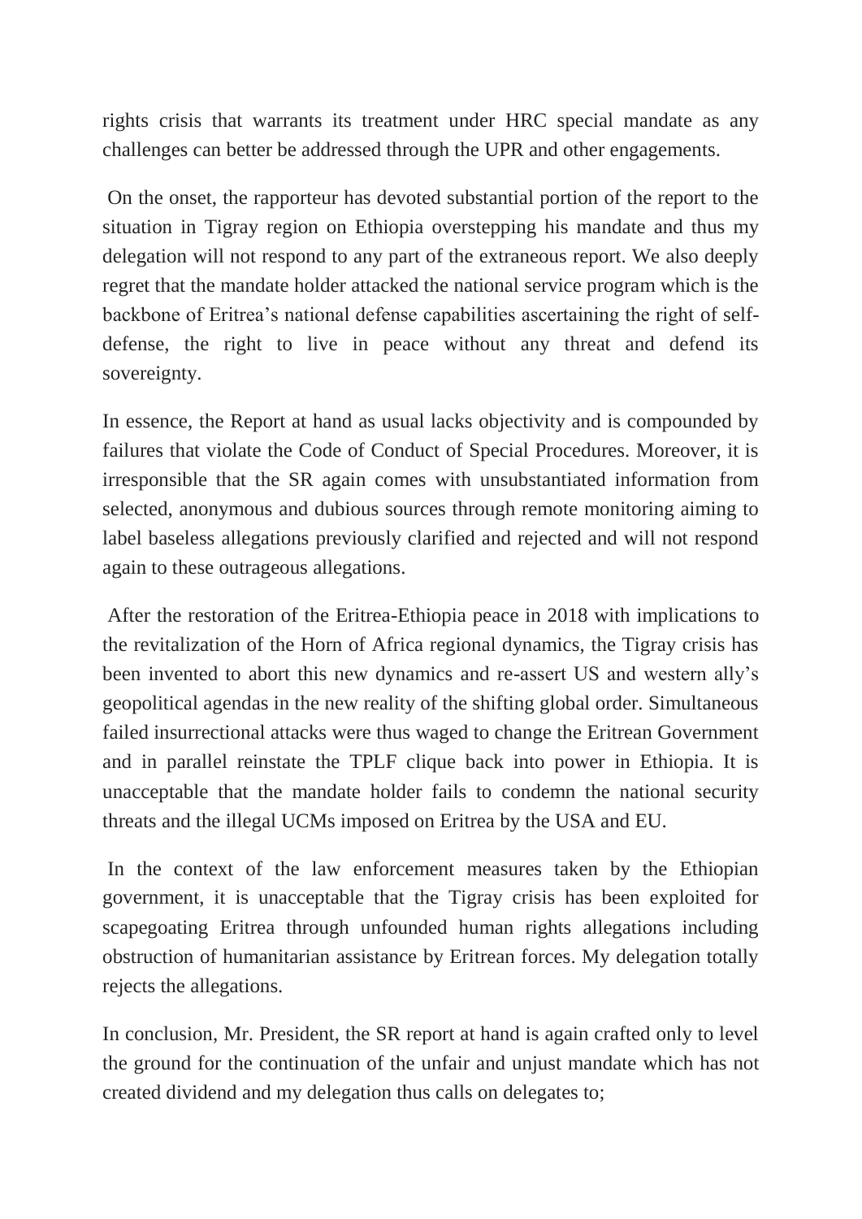rights crisis that warrants its treatment under HRC special mandate as any challenges can better be addressed through the UPR and other engagements.

On the onset, the rapporteur has devoted substantial portion of the report to the situation in Tigray region on Ethiopia overstepping his mandate and thus my delegation will not respond to any part of the extraneous report. We also deeply regret that the mandate holder attacked the national service program which is the backbone of Eritrea's national defense capabilities ascertaining the right of self-defense, the right to live in peace without any threat and defend its sovereignty.

In essence, the Report at hand as usual lacks objectivity and is compounded by failures that violate the Code of Conduct of Special Procedures. Moreover, it is irresponsible that the SR again comes with unsubstantiated information from selected, anonymous and dubious sources through remote monitoring aiming to label baseless allegations previously clarified and rejected and will not respond again to these outrageous allegations.

After the restoration of the Eritrea-Ethiopia peace in 2018 with implications to the revitalization of the Horn of Africa regional dynamics, the Tigray crisis has been invented to abort this new dynamics and re-assert US and western ally's geopolitical agendas in the new reality of the shifting global order. Simultaneous failed insurrectional attacks were thus waged to change the Eritrean Government and in parallel reinstate the TPLF clique back into power in Ethiopia. It is unacceptable that the mandate holder fails to condemn the national security threats and the illegal UCMs imposed on Eritrea by the USA and EU.

In the context of the law enforcement measures taken by the Ethiopian government, it is unacceptable that the Tigray crisis has been exploited for scapegoating Eritrea through unfounded human rights allegations including obstruction of humanitarian assistance by Eritrean forces. My delegation totally rejects the allegations.

In conclusion, Mr. President, the SR report at hand is again crafted only to level the ground for the continuation of the unfair and unjust mandate which has not created dividend and my delegation thus calls on delegates to;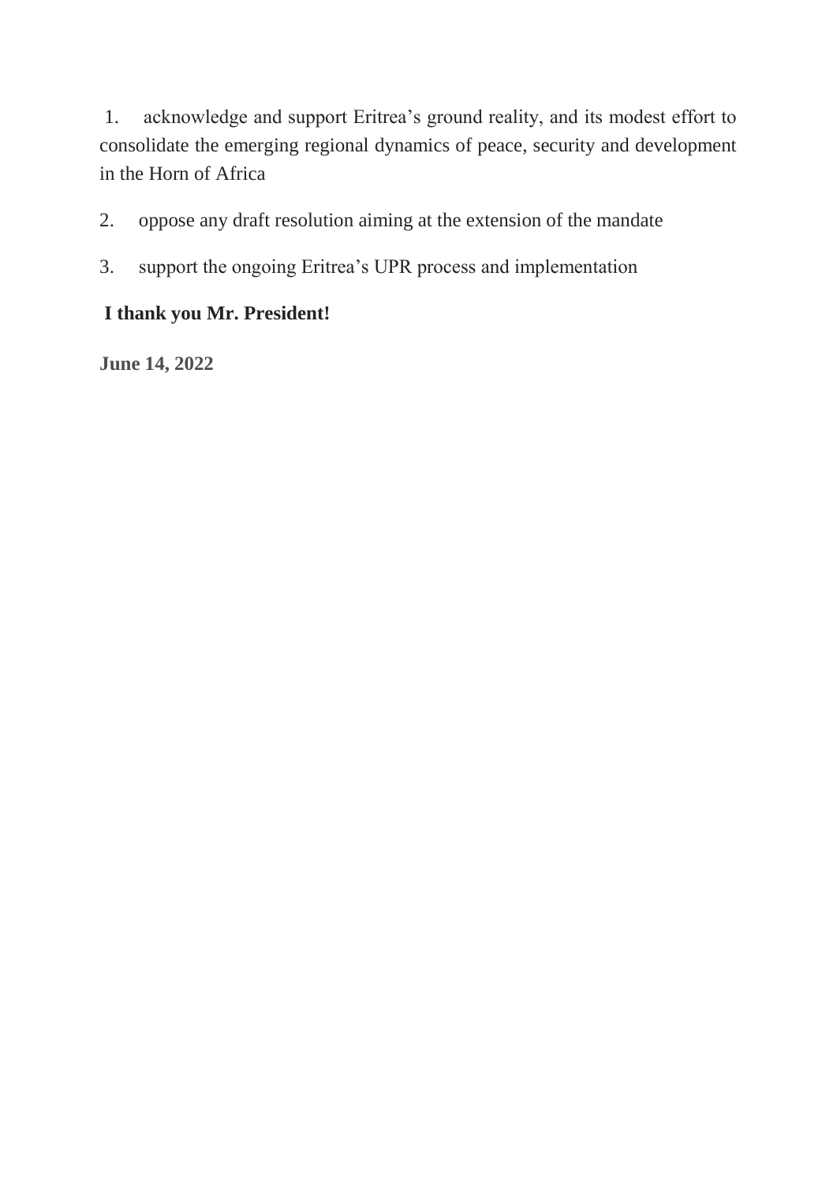1. acknowledge and support Eritrea's ground reality, and its modest effort to consolidate the emerging regional dynamics of peace, security and development in the Horn of Africa

2. oppose any draft resolution aiming at the extension of the mandate

3. support the ongoing Eritrea's UPR process and implementation

**I thank you Mr. President!**

**June 14, 2022**